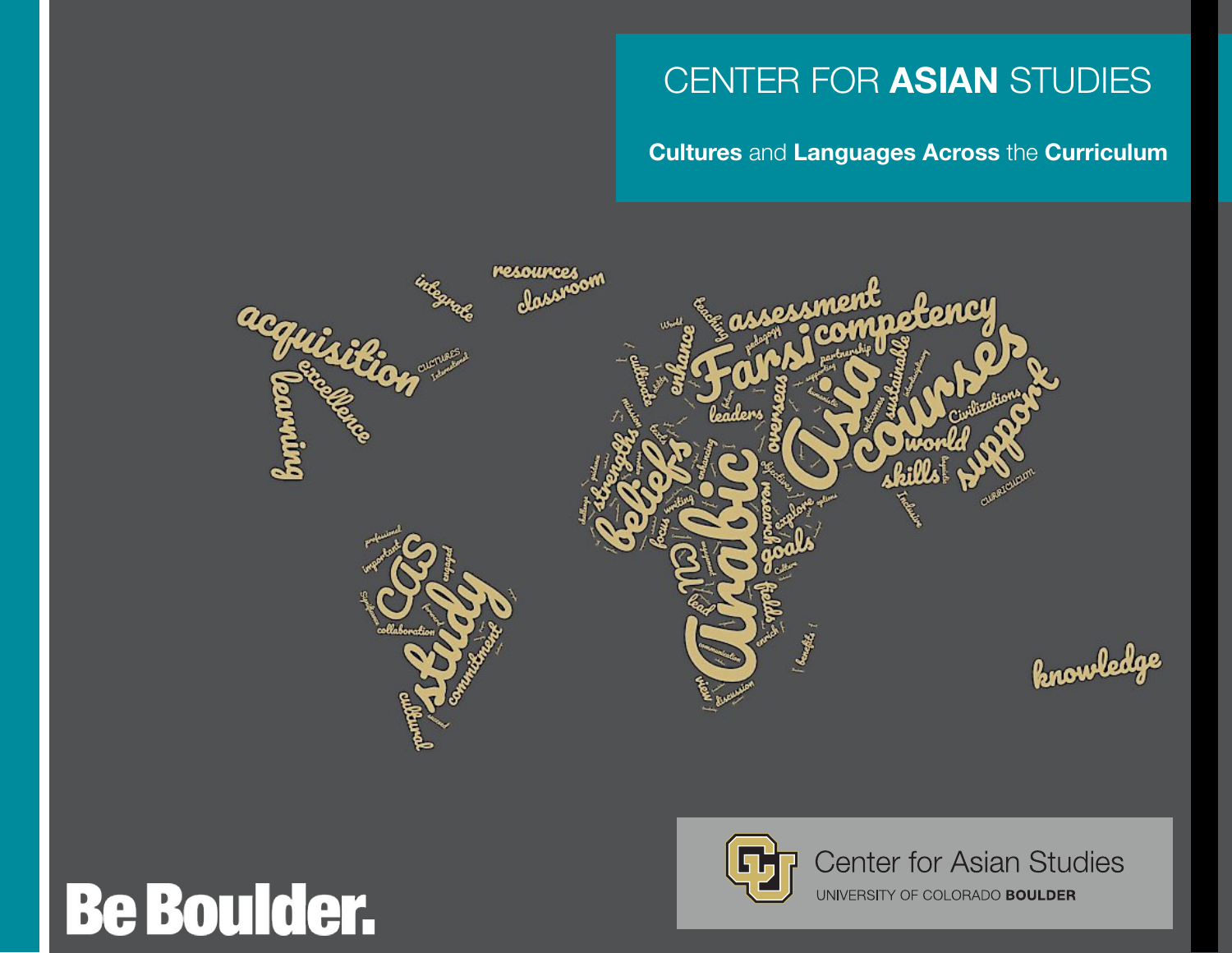# CENTER FOR **ASIAN** STUDIES

**Cultures** and **Languages Across** the **Curriculum**

Be Boulder.

Center for Asian Studies
UNIVERSITY OF COLORADO **BOULDER**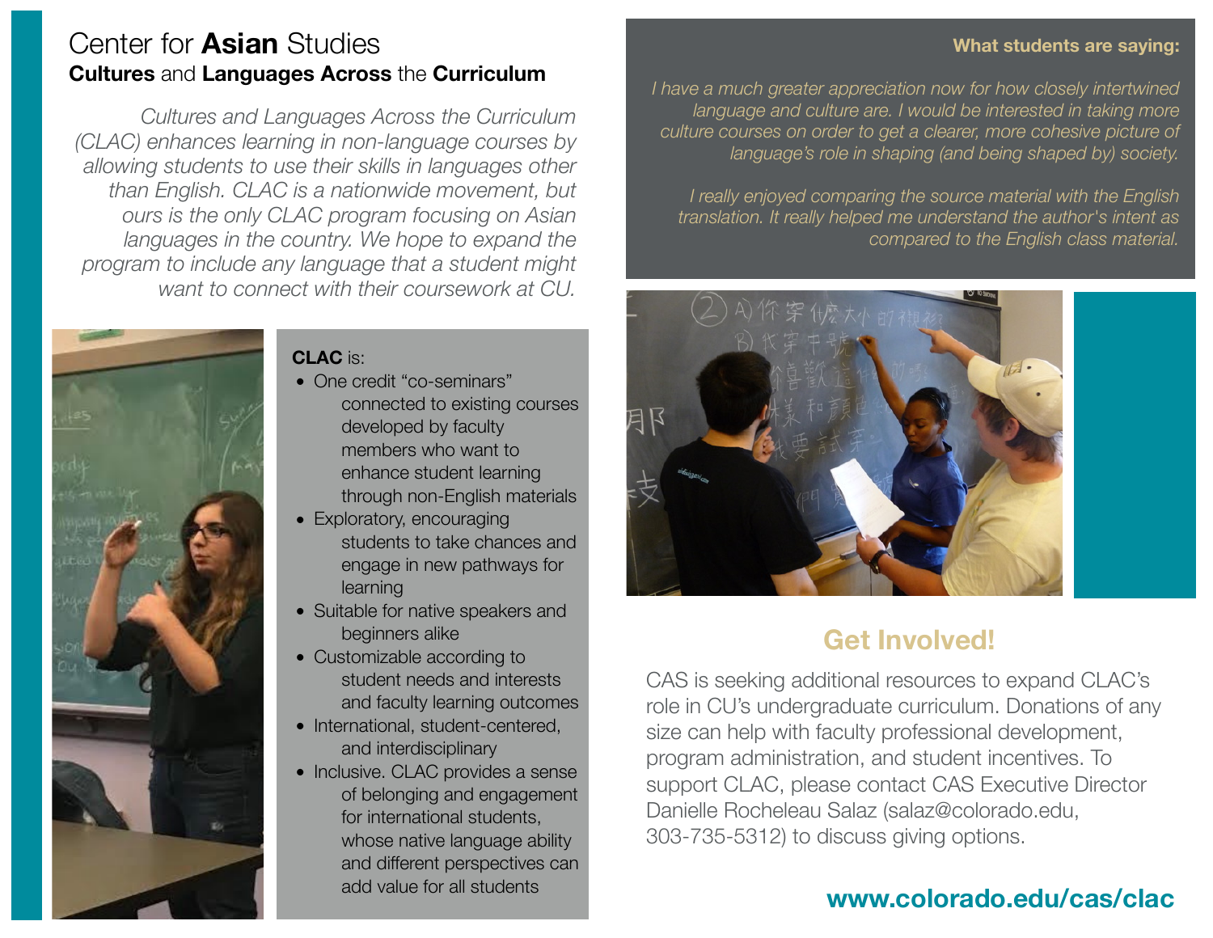# Center for **Asian** Studies

## **Cultures** and **Languages Across** the **Curriculum**

*Cultures and Languages Across the Curriculum (CLAC) enhances learning in non-language courses by allowing students to use their skills in languages other than English. CLAC is a nationwide movement, but ours is the only CLAC program focusing on Asian languages in the country. We hope to expand the program to include any language that a student might want to connect with their coursework at CU.*

**CLAC** is:

- One credit "co-seminars" connected to existing courses developed by faculty members who want to enhance student learning through non-English materials
- Exploratory, encouraging students to take chances and engage in new pathways for learning
- Suitable for native speakers and beginners alike
- Customizable according to student needs and interests and faculty learning outcomes
- International, student-centered, and interdisciplinary
- Inclusive. CLAC provides a sense of belonging and engagement for international students, whose native language ability and different perspectives can add value for all students

**What students are saying:**

*I have a much greater appreciation now for how closely intertwined language and culture are. I would be interested in taking more culture courses on order to get a clearer, more cohesive picture of language's role in shaping (and being shaped by) society.*

*I really enjoyed comparing the source material with the English translation. It really helped me understand the author's intent as compared to the English class material.*

## Get Involved!

CAS is seeking additional resources to expand CLAC's role in CU's undergraduate curriculum. Donations of any size can help with faculty professional development, program administration, and student incentives. To support CLAC, please contact CAS Executive Director Danielle Rocheleau Salaz (salaz@colorado.edu, 303-735-5312) to discuss giving options.

**www.colorado.edu/cas/clac**